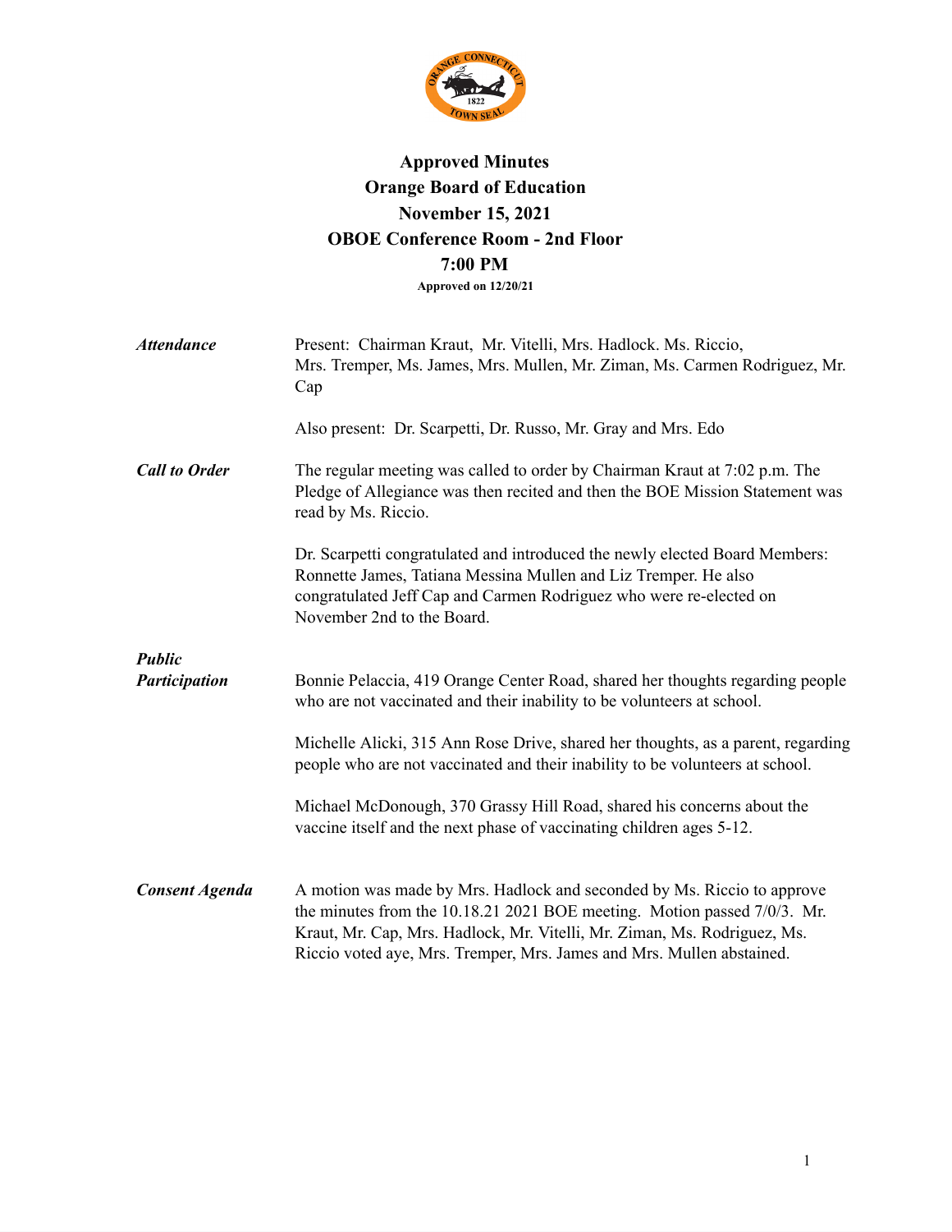# Approved Minutes
# Orange Board of Education
## November 15, 2021
## OBOE Conference Room - 2nd Floor
## 7:00 PM

**Approved on 12/20/21**

***Attendance***

Present: Chairman Kraut, Mr. Vitelli, Mrs. Hadlock. Ms. Riccio, Mrs. Tremper, Ms. James, Mrs. Mullen, Mr. Ziman, Ms. Carmen Rodriguez, Mr. Cap

Also present: Dr. Scarpetti, Dr. Russo, Mr. Gray and Mrs. Edo

***Call to Order***

The regular meeting was called to order by Chairman Kraut at 7:02 p.m. The Pledge of Allegiance was then recited and then the BOE Mission Statement was read by Ms. Riccio.

Dr. Scarpetti congratulated and introduced the newly elected Board Members: Ronnette James, Tatiana Messina Mullen and Liz Tremper. He also congratulated Jeff Cap and Carmen Rodriguez who were re-elected on November 2nd to the Board.

***Public Participation***

Bonnie Pelaccia, 419 Orange Center Road, shared her thoughts regarding people who are not vaccinated and their inability to be volunteers at school.

Michelle Alicki, 315 Ann Rose Drive, shared her thoughts, as a parent, regarding people who are not vaccinated and their inability to be volunteers at school.

Michael McDonough, 370 Grassy Hill Road, shared his concerns about the vaccine itself and the next phase of vaccinating children ages 5-12.

***Consent Agenda***

A motion was made by Mrs. Hadlock and seconded by Ms. Riccio to approve the minutes from the 10.18.21 2021 BOE meeting. Motion passed 7/0/3. Mr. Kraut, Mr. Cap, Mrs. Hadlock, Mr. Vitelli, Mr. Ziman, Ms. Rodriguez, Ms. Riccio voted aye, Mrs. Tremper, Mrs. James and Mrs. Mullen abstained.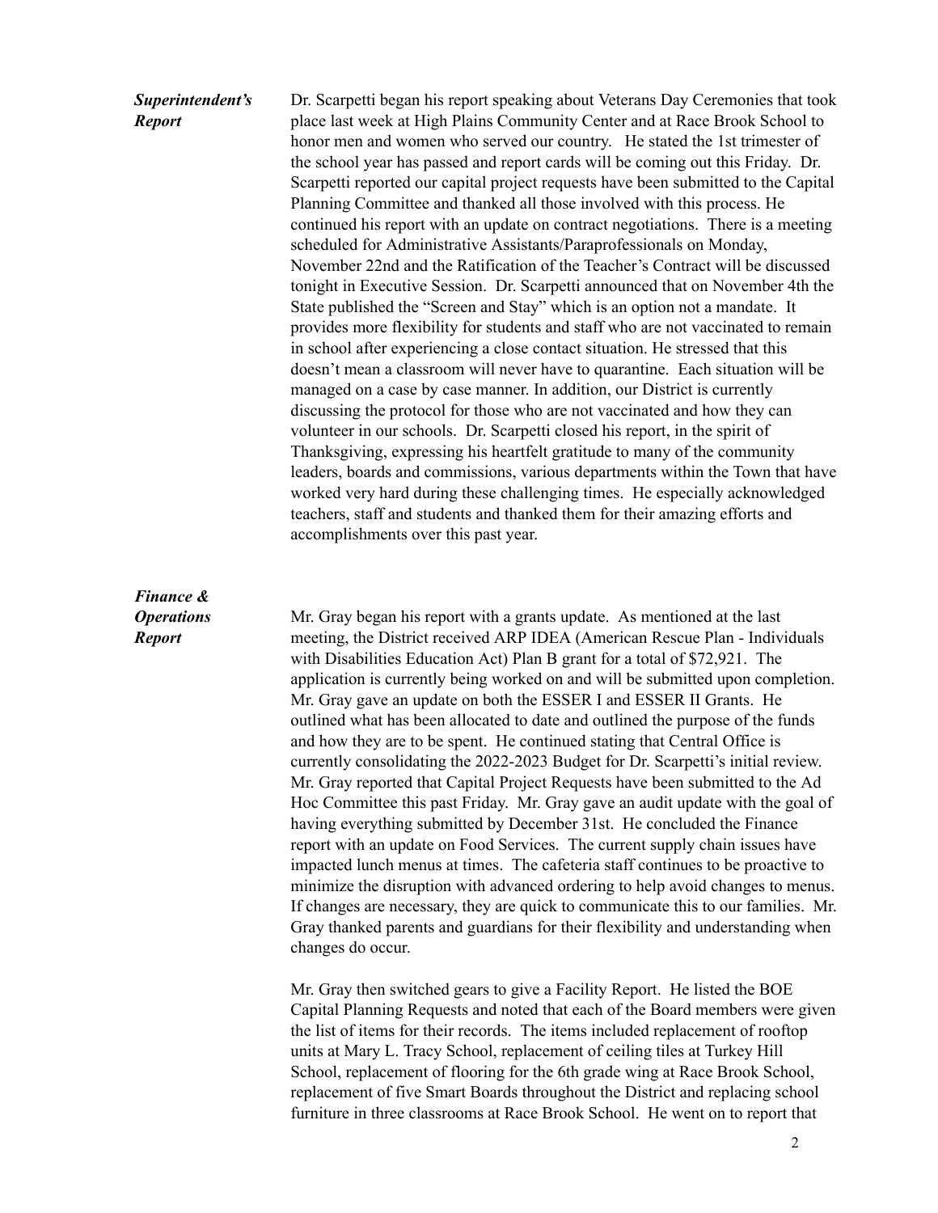***Superintendent's Report***

Dr. Scarpetti began his report speaking about Veterans Day Ceremonies that took place last week at High Plains Community Center and at Race Brook School to honor men and women who served our country. He stated the 1st trimester of the school year has passed and report cards will be coming out this Friday. Dr. Scarpetti reported our capital project requests have been submitted to the Capital Planning Committee and thanked all those involved with this process. He continued his report with an update on contract negotiations. There is a meeting scheduled for Administrative Assistants/Paraprofessionals on Monday, November 22nd and the Ratification of the Teacher's Contract will be discussed tonight in Executive Session. Dr. Scarpetti announced that on November 4th the State published the "Screen and Stay" which is an option not a mandate. It provides more flexibility for students and staff who are not vaccinated to remain in school after experiencing a close contact situation. He stressed that this doesn't mean a classroom will never have to quarantine. Each situation will be managed on a case by case manner. In addition, our District is currently discussing the protocol for those who are not vaccinated and how they can volunteer in our schools. Dr. Scarpetti closed his report, in the spirit of Thanksgiving, expressing his heartfelt gratitude to many of the community leaders, boards and commissions, various departments within the Town that have worked very hard during these challenging times. He especially acknowledged teachers, staff and students and thanked them for their amazing efforts and accomplishments over this past year.

***Finance & Operations Report***

Mr. Gray began his report with a grants update. As mentioned at the last meeting, the District received ARP IDEA (American Rescue Plan - Individuals with Disabilities Education Act) Plan B grant for a total of $72,921. The application is currently being worked on and will be submitted upon completion. Mr. Gray gave an update on both the ESSER I and ESSER II Grants. He outlined what has been allocated to date and outlined the purpose of the funds and how they are to be spent. He continued stating that Central Office is currently consolidating the 2022-2023 Budget for Dr. Scarpetti's initial review. Mr. Gray reported that Capital Project Requests have been submitted to the Ad Hoc Committee this past Friday. Mr. Gray gave an audit update with the goal of having everything submitted by December 31st. He concluded the Finance report with an update on Food Services. The current supply chain issues have impacted lunch menus at times. The cafeteria staff continues to be proactive to minimize the disruption with advanced ordering to help avoid changes to menus. If changes are necessary, they are quick to communicate this to our families. Mr. Gray thanked parents and guardians for their flexibility and understanding when changes do occur.

Mr. Gray then switched gears to give a Facility Report. He listed the BOE Capital Planning Requests and noted that each of the Board members were given the list of items for their records. The items included replacement of rooftop units at Mary L. Tracy School, replacement of ceiling tiles at Turkey Hill School, replacement of flooring for the 6th grade wing at Race Brook School, replacement of five Smart Boards throughout the District and replacing school furniture in three classrooms at Race Brook School. He went on to report that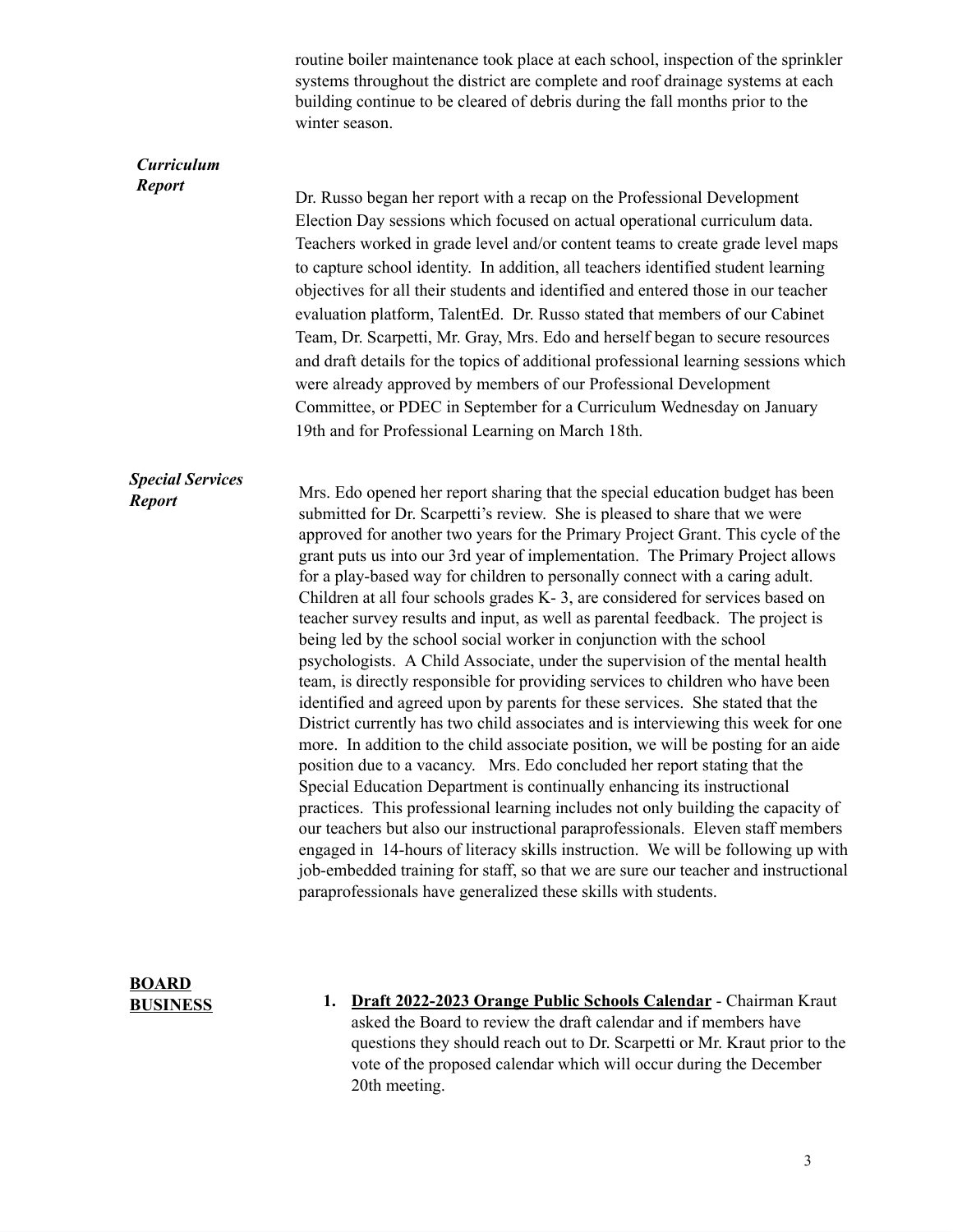routine boiler maintenance took place at each school, inspection of the sprinkler systems throughout the district are complete and roof drainage systems at each building continue to be cleared of debris during the fall months prior to the winter season.

***Curriculum Report***

Dr. Russo began her report with a recap on the Professional Development Election Day sessions which focused on actual operational curriculum data. Teachers worked in grade level and/or content teams to create grade level maps to capture school identity. In addition, all teachers identified student learning objectives for all their students and identified and entered those in our teacher evaluation platform, TalentEd. Dr. Russo stated that members of our Cabinet Team, Dr. Scarpetti, Mr. Gray, Mrs. Edo and herself began to secure resources and draft details for the topics of additional professional learning sessions which were already approved by members of our Professional Development Committee, or PDEC in September for a Curriculum Wednesday on January 19th and for Professional Learning on March 18th.

***Special Services Report***

Mrs. Edo opened her report sharing that the special education budget has been submitted for Dr. Scarpetti's review. She is pleased to share that we were approved for another two years for the Primary Project Grant. This cycle of the grant puts us into our 3rd year of implementation. The Primary Project allows for a play-based way for children to personally connect with a caring adult. Children at all four schools grades K- 3, are considered for services based on teacher survey results and input, as well as parental feedback. The project is being led by the school social worker in conjunction with the school psychologists. A Child Associate, under the supervision of the mental health team, is directly responsible for providing services to children who have been identified and agreed upon by parents for these services. She stated that the District currently has two child associates and is interviewing this week for one more. In addition to the child associate position, we will be posting for an aide position due to a vacancy. Mrs. Edo concluded her report stating that the Special Education Department is continually enhancing its instructional practices. This professional learning includes not only building the capacity of our teachers but also our instructional paraprofessionals. Eleven staff members engaged in 14-hours of literacy skills instruction. We will be following up with job-embedded training for staff, so that we are sure our teacher and instructional paraprofessionals have generalized these skills with students.

**BOARD BUSINESS**

1. **Draft 2022-2023 Orange Public Schools Calendar** - Chairman Kraut asked the Board to review the draft calendar and if members have questions they should reach out to Dr. Scarpetti or Mr. Kraut prior to the vote of the proposed calendar which will occur during the December 20th meeting.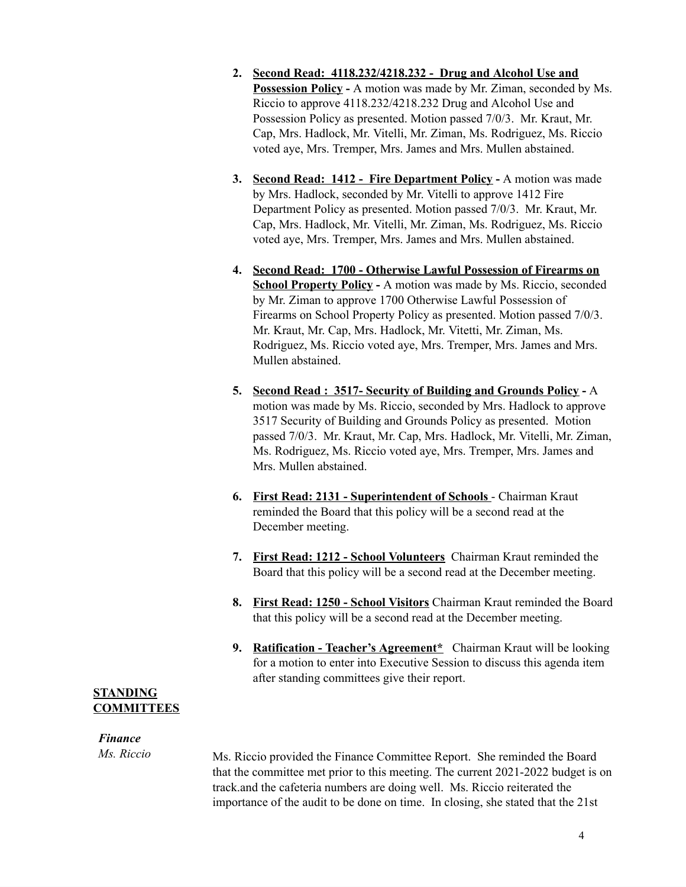2. **Second Read: 4118.232/4218.232 - Drug and Alcohol Use and Possession Policy -** A motion was made by Mr. Ziman, seconded by Ms. Riccio to approve 4118.232/4218.232 Drug and Alcohol Use and Possession Policy as presented. Motion passed 7/0/3. Mr. Kraut, Mr. Cap, Mrs. Hadlock, Mr. Vitelli, Mr. Ziman, Ms. Rodriguez, Ms. Riccio voted aye, Mrs. Tremper, Mrs. James and Mrs. Mullen abstained.

3. **Second Read: 1412 - Fire Department Policy -** A motion was made by Mrs. Hadlock, seconded by Mr. Vitelli to approve 1412 Fire Department Policy as presented. Motion passed 7/0/3. Mr. Kraut, Mr. Cap, Mrs. Hadlock, Mr. Vitelli, Mr. Ziman, Ms. Rodriguez, Ms. Riccio voted aye, Mrs. Tremper, Mrs. James and Mrs. Mullen abstained.

4. **Second Read: 1700 - Otherwise Lawful Possession of Firearms on School Property Policy -** A motion was made by Ms. Riccio, seconded by Mr. Ziman to approve 1700 Otherwise Lawful Possession of Firearms on School Property Policy as presented. Motion passed 7/0/3. Mr. Kraut, Mr. Cap, Mrs. Hadlock, Mr. Vitetti, Mr. Ziman, Ms. Rodriguez, Ms. Riccio voted aye, Mrs. Tremper, Mrs. James and Mrs. Mullen abstained.

5. **Second Read : 3517- Security of Building and Grounds Policy -** A motion was made by Ms. Riccio, seconded by Mrs. Hadlock to approve 3517 Security of Building and Grounds Policy as presented. Motion passed 7/0/3. Mr. Kraut, Mr. Cap, Mrs. Hadlock, Mr. Vitelli, Mr. Ziman, Ms. Rodriguez, Ms. Riccio voted aye, Mrs. Tremper, Mrs. James and Mrs. Mullen abstained.

6. **First Read: 2131 - Superintendent of Schools** - Chairman Kraut reminded the Board that this policy will be a second read at the December meeting.

7. **First Read: 1212 - School Volunteers** Chairman Kraut reminded the Board that this policy will be a second read at the December meeting.

8. **First Read: 1250 - School Visitors** Chairman Kraut reminded the Board that this policy will be a second read at the December meeting.

9. **Ratification - Teacher's Agreement*** Chairman Kraut will be looking for a motion to enter into Executive Session to discuss this agenda item after standing committees give their report.

## STANDING COMMITTEES

***Finance***
*Ms. Riccio*

Ms. Riccio provided the Finance Committee Report. She reminded the Board that the committee met prior to this meeting. The current 2021-2022 budget is on track.and the cafeteria numbers are doing well. Ms. Riccio reiterated the importance of the audit to be done on time. In closing, she stated that the 21st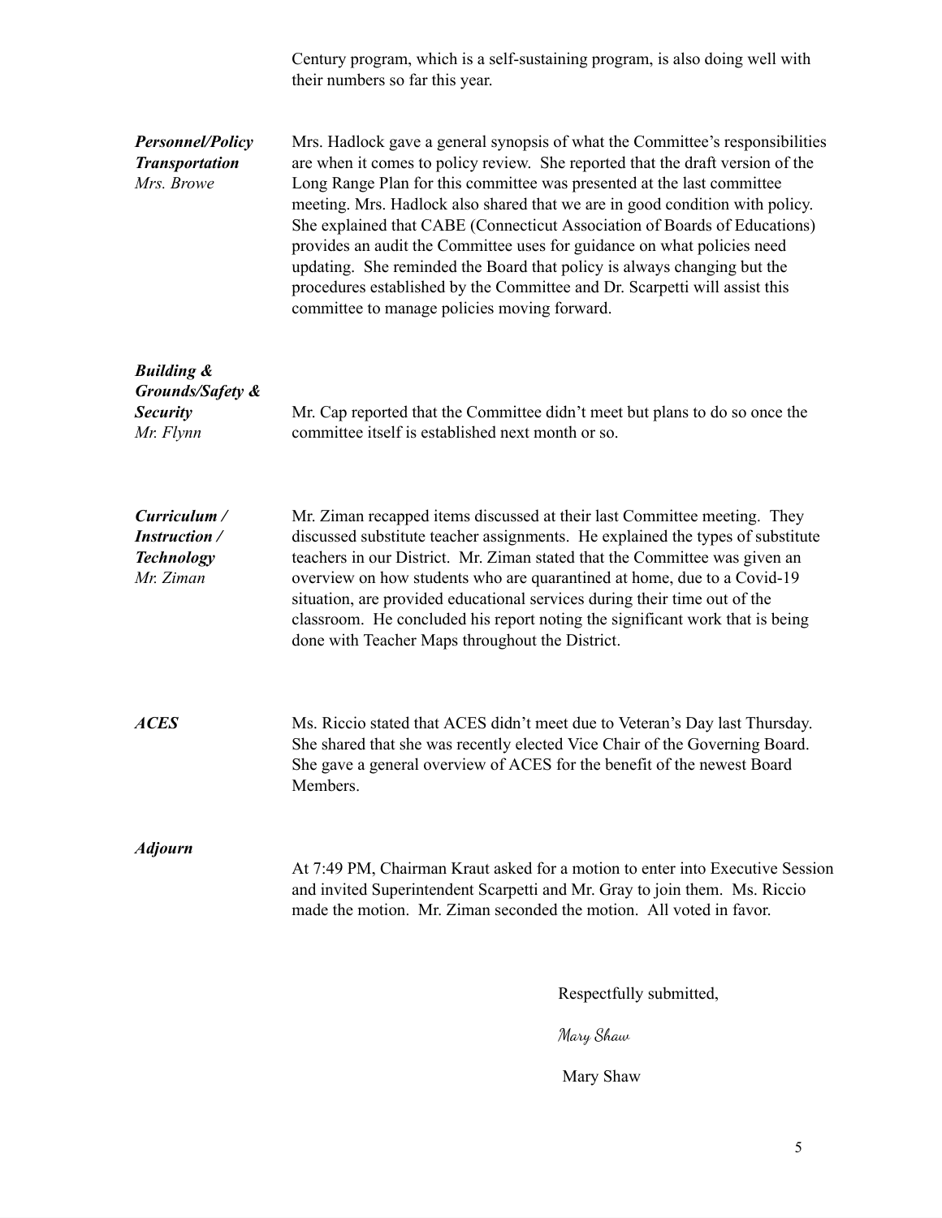Century program, which is a self-sustaining program, is also doing well with their numbers so far this year.

***Personnel/Policy Transportation***
*Mrs. Browe*

Mrs. Hadlock gave a general synopsis of what the Committee's responsibilities are when it comes to policy review. She reported that the draft version of the Long Range Plan for this committee was presented at the last committee meeting. Mrs. Hadlock also shared that we are in good condition with policy. She explained that CABE (Connecticut Association of Boards of Educations) provides an audit the Committee uses for guidance on what policies need updating. She reminded the Board that policy is always changing but the procedures established by the Committee and Dr. Scarpetti will assist this committee to manage policies moving forward.

***Building & Grounds/Safety & Security***
*Mr. Flynn*

Mr. Cap reported that the Committee didn't meet but plans to do so once the committee itself is established next month or so.

***Curriculum / Instruction / Technology***
*Mr. Ziman*

Mr. Ziman recapped items discussed at their last Committee meeting. They discussed substitute teacher assignments. He explained the types of substitute teachers in our District. Mr. Ziman stated that the Committee was given an overview on how students who are quarantined at home, due to a Covid-19 situation, are provided educational services during their time out of the classroom. He concluded his report noting the significant work that is being done with Teacher Maps throughout the District.

***ACES***

Ms. Riccio stated that ACES didn't meet due to Veteran's Day last Thursday. She shared that she was recently elected Vice Chair of the Governing Board. She gave a general overview of ACES for the benefit of the newest Board Members.

***Adjourn***

At 7:49 PM, Chairman Kraut asked for a motion to enter into Executive Session and invited Superintendent Scarpetti and Mr. Gray to join them. Ms. Riccio made the motion. Mr. Ziman seconded the motion. All voted in favor.

Respectfully submitted,

*Mary Shaw*

Mary Shaw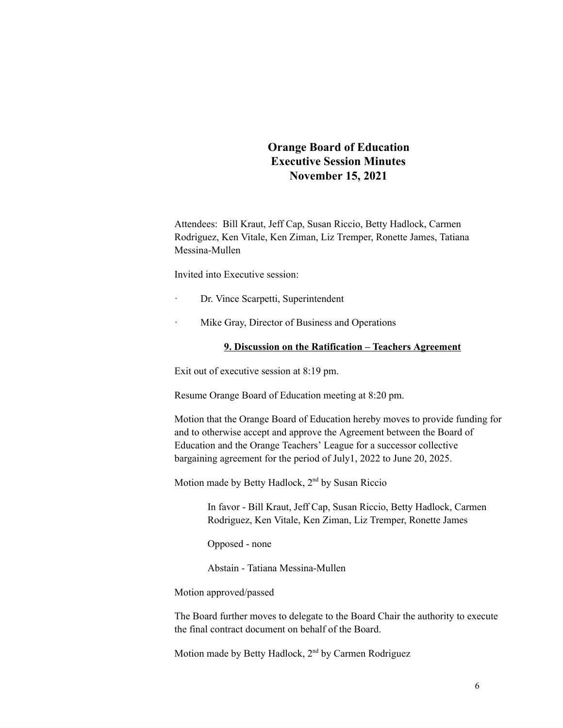# Orange Board of Education
# Executive Session Minutes
# November 15, 2021

Attendees: Bill Kraut, Jeff Cap, Susan Riccio, Betty Hadlock, Carmen Rodriguez, Ken Vitale, Ken Ziman, Liz Tremper, Ronette James, Tatiana Messina-Mullen

Invited into Executive session:

- Dr. Vince Scarpetti, Superintendent
- Mike Gray, Director of Business and Operations

**9. Discussion on the Ratification – Teachers Agreement**

Exit out of executive session at 8:19 pm.

Resume Orange Board of Education meeting at 8:20 pm.

Motion that the Orange Board of Education hereby moves to provide funding for and to otherwise accept and approve the Agreement between the Board of Education and the Orange Teachers' League for a successor collective bargaining agreement for the period of July1, 2022 to June 20, 2025.

Motion made by Betty Hadlock, 2nd by Susan Riccio

> In favor - Bill Kraut, Jeff Cap, Susan Riccio, Betty Hadlock, Carmen Rodriguez, Ken Vitale, Ken Ziman, Liz Tremper, Ronette James
>
> Opposed - none
>
> Abstain - Tatiana Messina-Mullen

Motion approved/passed

The Board further moves to delegate to the Board Chair the authority to execute the final contract document on behalf of the Board.

Motion made by Betty Hadlock, 2nd by Carmen Rodriguez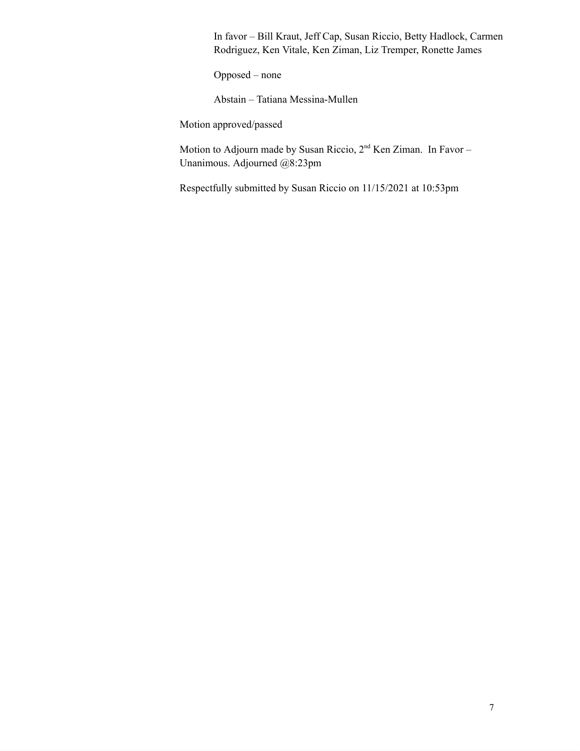In favor – Bill Kraut, Jeff Cap, Susan Riccio, Betty Hadlock, Carmen Rodriguez, Ken Vitale, Ken Ziman, Liz Tremper, Ronette James

Opposed – none

Abstain – Tatiana Messina-Mullen

Motion approved/passed

Motion to Adjourn made by Susan Riccio, 2nd Ken Ziman. In Favor – Unanimous. Adjourned @8:23pm

Respectfully submitted by Susan Riccio on 11/15/2021 at 10:53pm